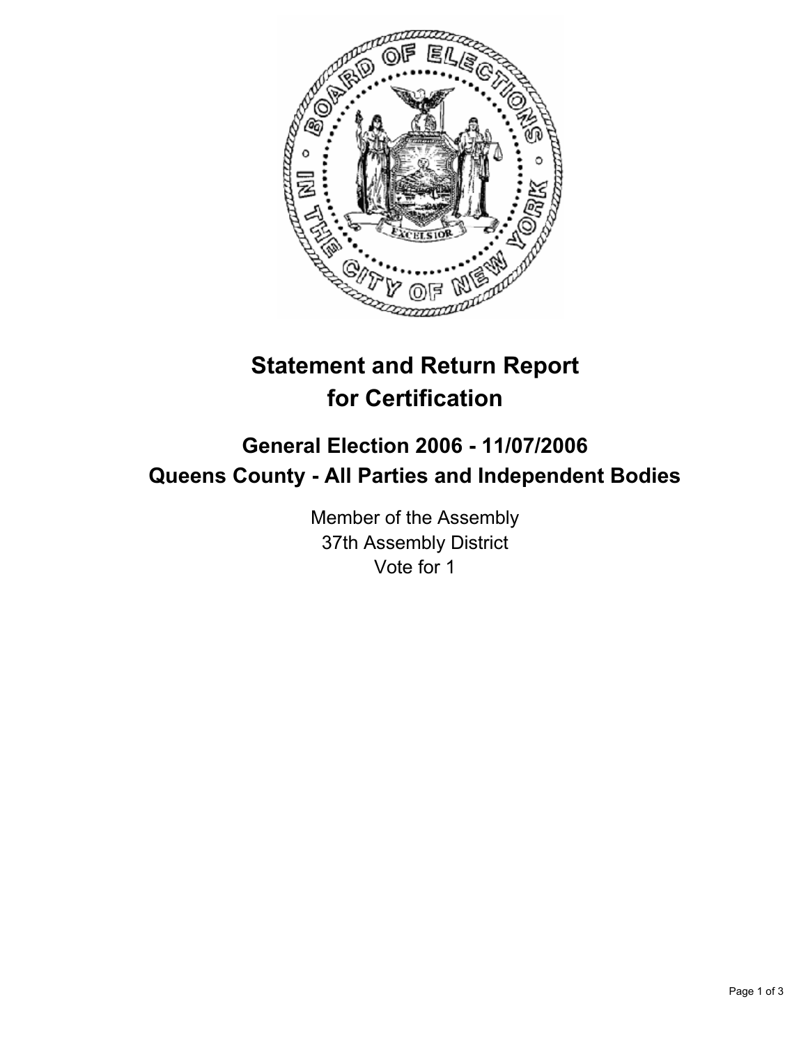# Statement and Return Report for Certification

## General Election 2006 - 11/07/2006
## Queens County - All Parties and Independent Bodies

Member of the Assembly
37th Assembly District
Vote for 1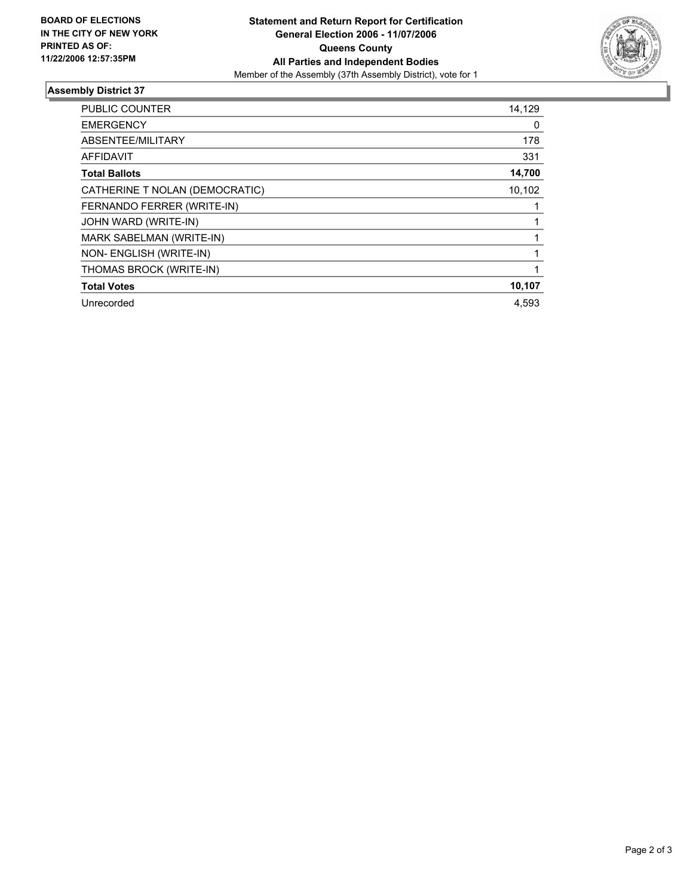**BOARD OF ELECTIONS IN THE CITY OF NEW YORK PRINTED AS OF: 11/22/2006 12:57:35PM**

**Statement and Return Report for Certification**
**General Election 2006 - 11/07/2006**
**Queens County**
**All Parties and Independent Bodies**
Member of the Assembly (37th Assembly District), vote for 1

## Assembly District 37

| | |
|---|---|
| PUBLIC COUNTER | 14,129 |
| EMERGENCY | 0 |
| ABSENTEE/MILITARY | 178 |
| AFFIDAVIT | 331 |
| **Total Ballots** | **14,700** |
| CATHERINE T NOLAN (DEMOCRATIC) | 10,102 |
| FERNANDO FERRER (WRITE-IN) | 1 |
| JOHN WARD (WRITE-IN) | 1 |
| MARK SABELMAN (WRITE-IN) | 1 |
| NON- ENGLISH (WRITE-IN) | 1 |
| THOMAS BROCK (WRITE-IN) | 1 |
| **Total Votes** | **10,107** |
| Unrecorded | 4,593 |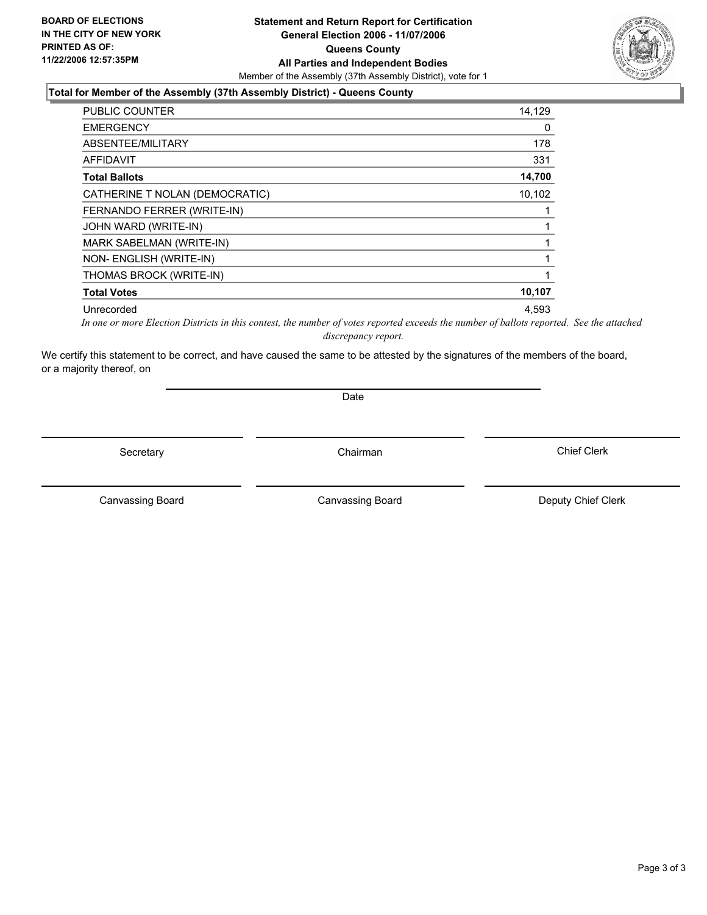**BOARD OF ELECTIONS IN THE CITY OF NEW YORK PRINTED AS OF: 11/22/2006 12:57:35PM**

# Statement and Return Report for Certification General Election 2006 - 11/07/2006 Queens County All Parties and Independent Bodies

Member of the Assembly (37th Assembly District), vote for 1

## Total for Member of the Assembly (37th Assembly District) - Queens County

| | |
|---|---|
| PUBLIC COUNTER | 14,129 |
| EMERGENCY | 0 |
| ABSENTEE/MILITARY | 178 |
| AFFIDAVIT | 331 |
| **Total Ballots** | **14,700** |
| CATHERINE T NOLAN (DEMOCRATIC) | 10,102 |
| FERNANDO FERRER (WRITE-IN) | 1 |
| JOHN WARD (WRITE-IN) | 1 |
| MARK SABELMAN (WRITE-IN) | 1 |
| NON- ENGLISH (WRITE-IN) | 1 |
| THOMAS BROCK (WRITE-IN) | 1 |
| **Total Votes** | **10,107** |
| Unrecorded | 4,593 |

*In one or more Election Districts in this contest, the number of votes reported exceeds the number of ballots reported. See the attached discrepancy report.*

We certify this statement to be correct, and have caused the same to be attested by the signatures of the members of the board, or a majority thereof, on

Date

Secretary | Chairman | Chief Clerk

Canvassing Board | Canvassing Board | Deputy Chief Clerk